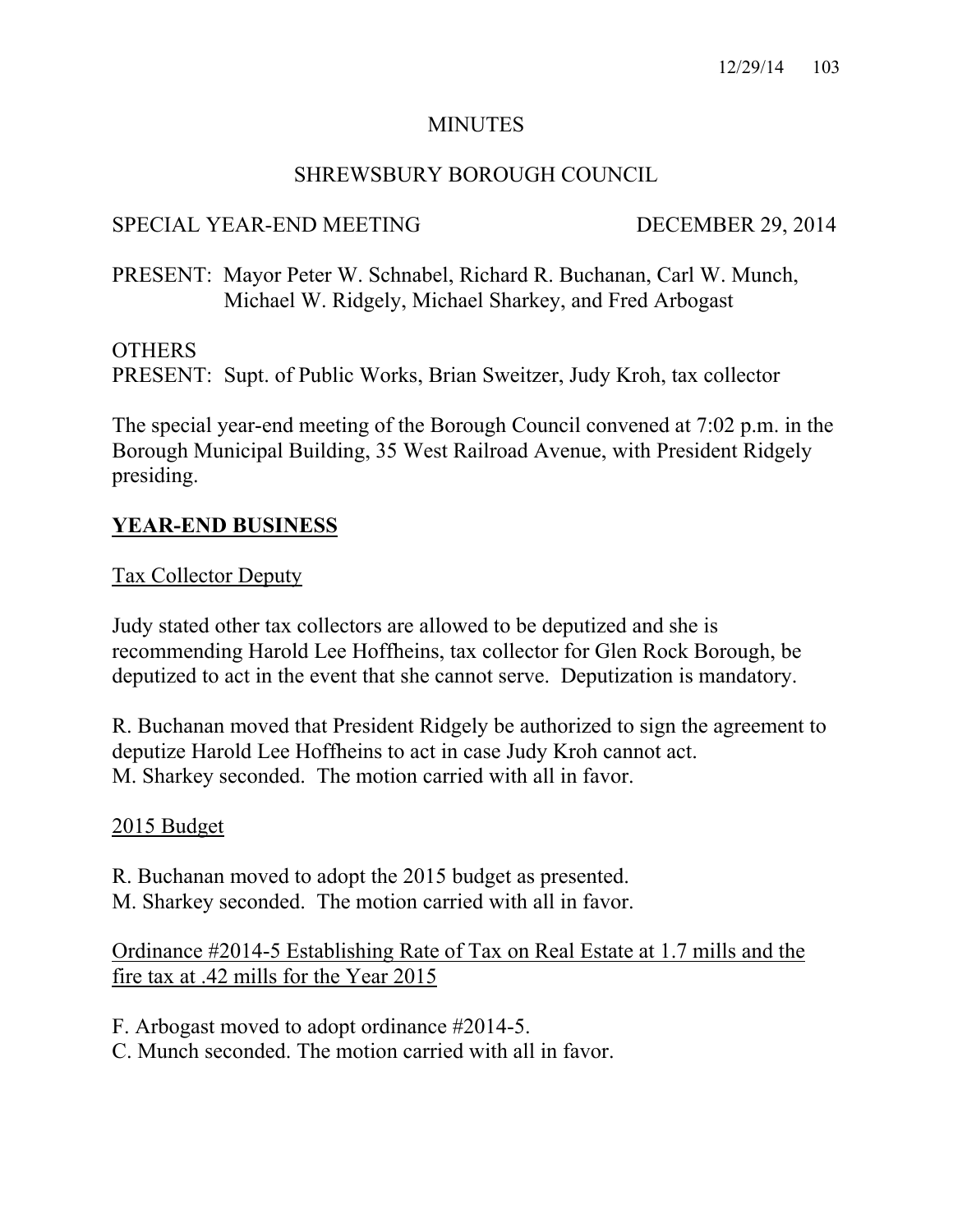# MINUTES

## SHREWSBURY BOROUGH COUNCIL

SPECIAL YEAR-END MEETING DECEMBER 29, 2014

PRESENT: Mayor Peter W. Schnabel, Richard R. Buchanan, Carl W. Munch, Michael W. Ridgely, Michael Sharkey, and Fred Arbogast

OTHERS
PRESENT: Supt. of Public Works, Brian Sweitzer, Judy Kroh, tax collector

The special year-end meeting of the Borough Council convened at 7:02 p.m. in the Borough Municipal Building, 35 West Railroad Avenue, with President Ridgely presiding.

## YEAR-END BUSINESS

Tax Collector Deputy

Judy stated other tax collectors are allowed to be deputized and she is recommending Harold Lee Hoffheins, tax collector for Glen Rock Borough, be deputized to act in the event that she cannot serve. Deputization is mandatory.

R. Buchanan moved that President Ridgely be authorized to sign the agreement to deputize Harold Lee Hoffheins to act in case Judy Kroh cannot act.
M. Sharkey seconded. The motion carried with all in favor.

2015 Budget

R. Buchanan moved to adopt the 2015 budget as presented.
M. Sharkey seconded. The motion carried with all in favor.

Ordinance #2014-5 Establishing Rate of Tax on Real Estate at 1.7 mills and the fire tax at .42 mills for the Year 2015

F. Arbogast moved to adopt ordinance #2014-5.
C. Munch seconded. The motion carried with all in favor.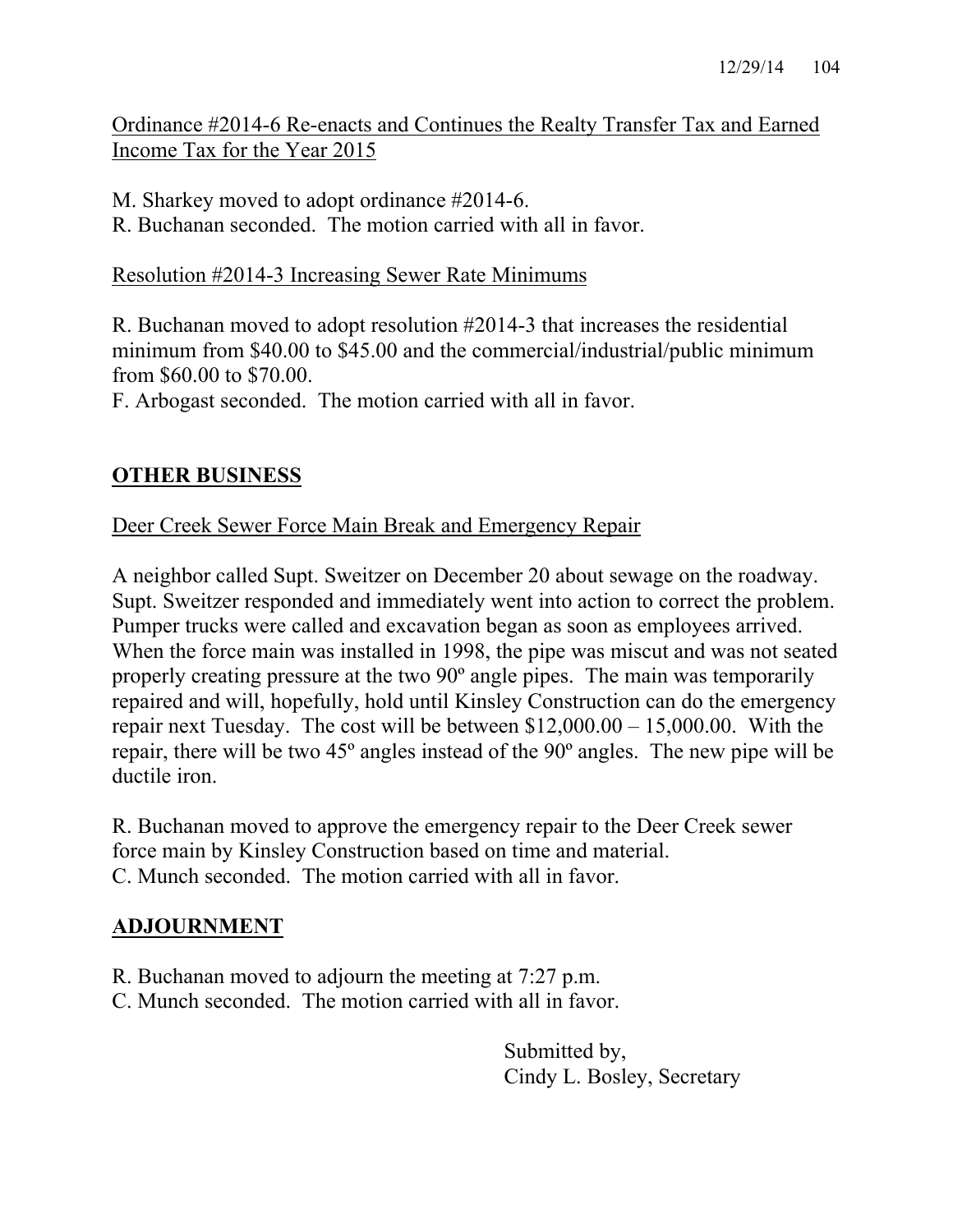Ordinance #2014-6 Re-enacts and Continues the Realty Transfer Tax and Earned Income Tax for the Year 2015

M. Sharkey moved to adopt ordinance #2014-6.
R. Buchanan seconded. The motion carried with all in favor.

Resolution #2014-3 Increasing Sewer Rate Minimums

R. Buchanan moved to adopt resolution #2014-3 that increases the residential minimum from $40.00 to $45.00 and the commercial/industrial/public minimum from $60.00 to $70.00.
F. Arbogast seconded. The motion carried with all in favor.

## OTHER BUSINESS

Deer Creek Sewer Force Main Break and Emergency Repair

A neighbor called Supt. Sweitzer on December 20 about sewage on the roadway. Supt. Sweitzer responded and immediately went into action to correct the problem. Pumper trucks were called and excavation began as soon as employees arrived. When the force main was installed in 1998, the pipe was miscut and was not seated properly creating pressure at the two 90º angle pipes. The main was temporarily repaired and will, hopefully, hold until Kinsley Construction can do the emergency repair next Tuesday. The cost will be between $12,000.00 – 15,000.00. With the repair, there will be two 45º angles instead of the 90º angles. The new pipe will be ductile iron.

R. Buchanan moved to approve the emergency repair to the Deer Creek sewer force main by Kinsley Construction based on time and material.
C. Munch seconded. The motion carried with all in favor.

## ADJOURNMENT

R. Buchanan moved to adjourn the meeting at 7:27 p.m.
C. Munch seconded. The motion carried with all in favor.

Submitted by,
Cindy L. Bosley, Secretary